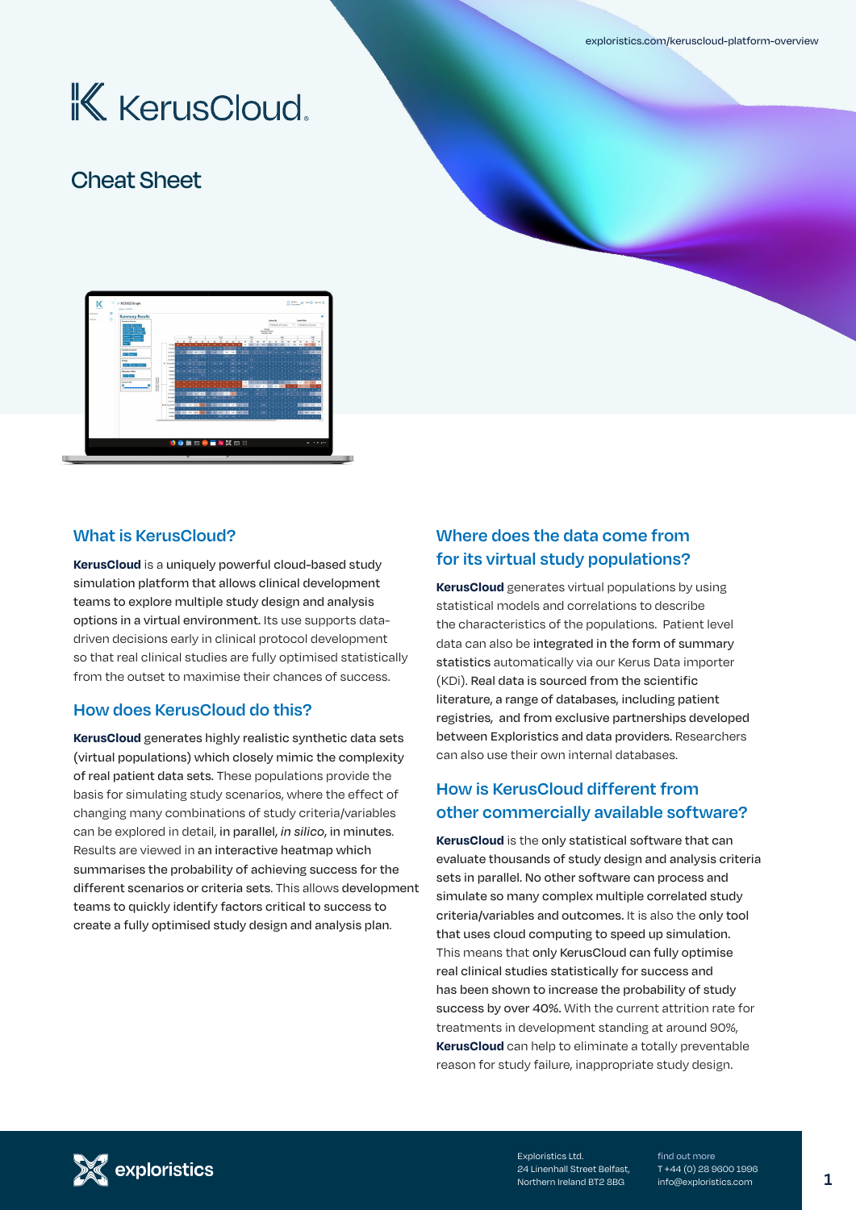explorisitcs.com/keruscloud-platform-overview

# KerusCloud

## Cheat Sheet

## What is KerusCloud?

**KerusCloud** is a uniquely powerful cloud-based study simulation platform that allows clinical development teams to explore multiple study design and analysis options in a virtual environment. Its use supports data-driven decisions early in clinical protocol development so that real clinical studies are fully optimised statistically from the outset to maximise their chances of success.

## How does KerusCloud do this?

**KerusCloud** generates highly realistic synthetic data sets (virtual populations) which closely mimic the complexity of real patient data sets. These populations provide the basis for simulating study scenarios, where the effect of changing many combinations of study criteria/variables can be explored in detail, in parallel, *in silico*, in minutes. Results are viewed in an interactive heatmap which summarises the probability of achieving success for the different scenarios or criteria sets. This allows development teams to quickly identify factors critical to success to create a fully optimised study design and analysis plan.

## Where does the data come from for its virtual study populations?

**KerusCloud** generates virtual populations by using statistical models and correlations to describe the characteristics of the populations. Patient level data can also be integrated in the form of summary statistics automatically via our Kerus Data importer (KDi). Real data is sourced from the scientific literature, a range of databases, including patient registries, and from exclusive partnerships developed between Exploristics and data providers. Researchers can also use their own internal databases.

## How is KerusCloud different from other commercially available software?

**KerusCloud** is the only statistical software that can evaluate thousands of study design and analysis criteria sets in parallel. No other software can process and simulate so many complex multiple correlated study criteria/variables and outcomes. It is also the only tool that uses cloud computing to speed up simulation. This means that only KerusCloud can fully optimise real clinical studies statistically for success and has been shown to increase the probability of study success by over 40%. With the current attrition rate for treatments in development standing at around 90%, **KerusCloud** can help to eliminate a totally preventable reason for study failure, inappropriate study design.

exploristics

Exploristics Ltd.
24 Linenhall Street Belfast,
Northern Ireland BT2 8BG

find out more
T +44 (0) 28 9600 1996
info@exploristics.com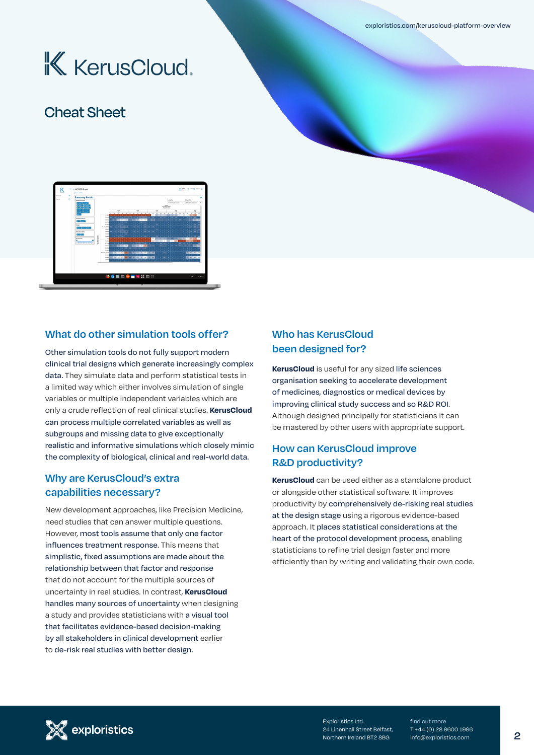explloristics.com/keruscloud-platform-overview

# KerusCloud

## Cheat Sheet

## What do other simulation tools offer?

Other simulation tools do not fully support modern clinical trial designs which generate increasingly complex data. They simulate data and perform statistical tests in a limited way which either involves simulation of single variables or multiple independent variables which are only a crude reflection of real clinical studies. **KerusCloud** can process multiple correlated variables as well as subgroups and missing data to give exceptionally realistic and informative simulations which closely mimic the complexity of biological, clinical and real-world data.

## Why are KerusCloud's extra capabilities necessary?

New development approaches, like Precision Medicine, need studies that can answer multiple questions. However, most tools assume that only one factor influences treatment response. This means that simplistic, fixed assumptions are made about the relationship between that factor and response that do not account for the multiple sources of uncertainty in real studies. In contrast, **KerusCloud** handles many sources of uncertainty when designing a study and provides statisticians with a visual tool that facilitates evidence-based decision-making by all stakeholders in clinical development earlier to de-risk real studies with better design.

## Who has KerusCloud been designed for?

**KerusCloud** is useful for any sized life sciences organisation seeking to accelerate development of medicines, diagnostics or medical devices by improving clinical study success and so R&D ROI. Although designed principally for statisticians it can be mastered by other users with appropriate support.

## How can KerusCloud improve R&D productivity?

**KerusCloud** can be used either as a standalone product or alongside other statistical software. It improves productivity by comprehensively de-risking real studies at the design stage using a rigorous evidence-based approach. It places statistical considerations at the heart of the protocol development process, enabling statisticians to refine trial design faster and more efficiently than by writing and validating their own code.

exploristics

Exploristics Ltd.
24 Linenhall Street Belfast,
Northern Ireland BT2 8BG

find out more
T +44 (0) 28 9600 1996
info@exploristics.com